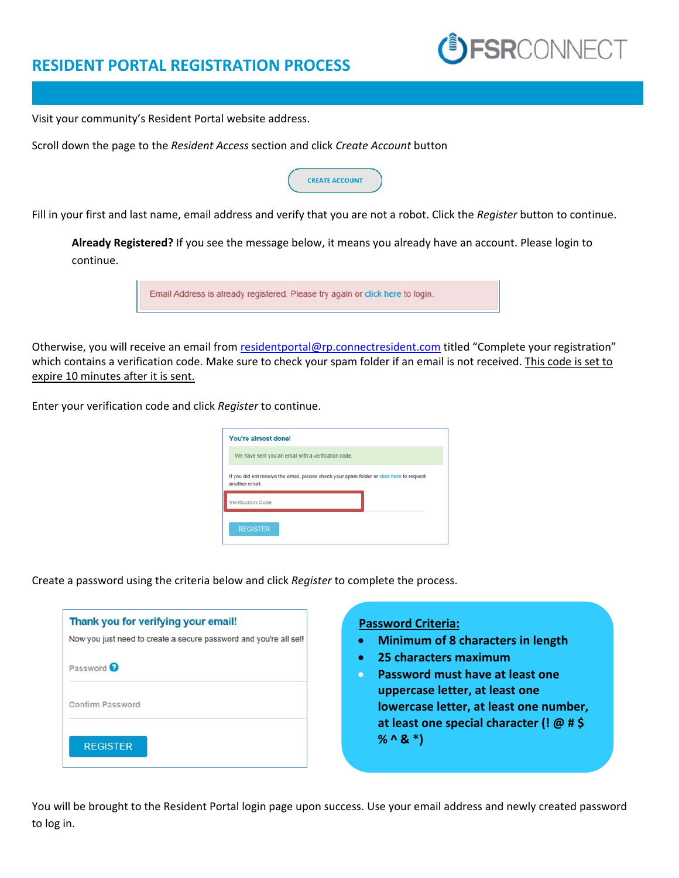# RESIDENT PORTAL REGISTRATION PROCESS

FSRCONNECT

Visit your community's Resident Portal website address.

Scroll down the page to the *Resident Access* section and click *Create Account* button

CREATE ACCOUNT

Fill in your first and last name, email address and verify that you are not a robot. Click the *Register* button to continue.

> **Already Registered?** If you see the message below, it means you already have an account. Please login to continue.
>
> Email Address is already registered. Please try again or click here to login.

Otherwise, you will receive an email from residentportal@rp.connectresident.com titled "Complete your registration" which contains a verification code. Make sure to check your spam folder if an email is not received. <u>This code is set to expire 10 minutes after it is sent.</u>

Enter your verification code and click *Register* to continue.

> **You're almost done!**
>
> We have sent you an email with a verification code.
>
> If you did not receive the email, please check your spam folder or click here to request another email.
>
> Verification Code
>
> REGISTER

Create a password using the criteria below and click *Register* to complete the process.

> **Thank you for verifying your email!**
>
> Now you just need to create a secure password and you're all set!
>
> Password
>
> Confirm Password
>
> REGISTER

**<u>Password Criteria:</u>**

- **Minimum of 8 characters in length**
- **25 characters maximum**
- **Password must have at least one uppercase letter, at least one lowercase letter, at least one number, at least one special character (! @ # $ % ^ & *)**

You will be brought to the Resident Portal login page upon success. Use your email address and newly created password to log in.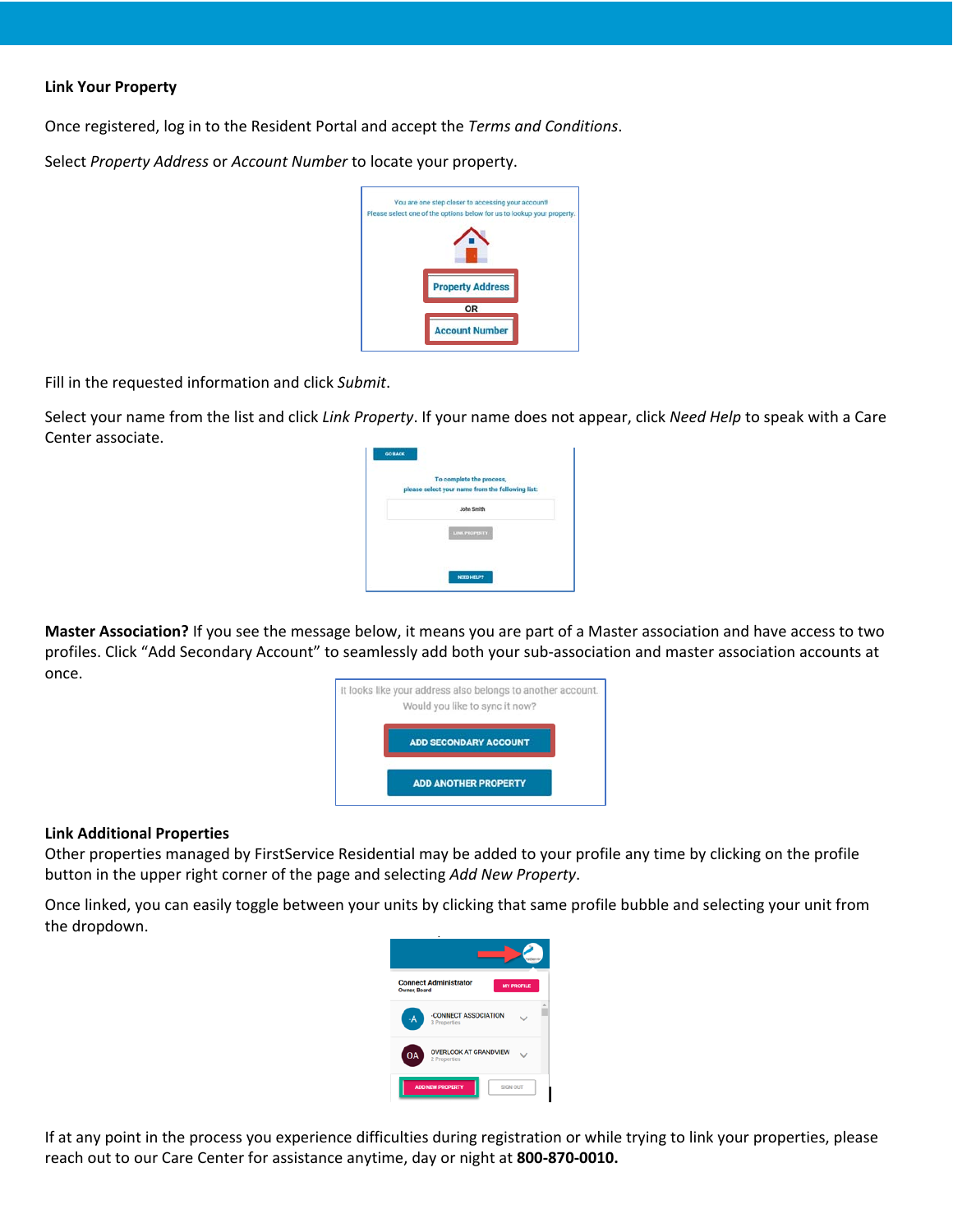**Link Your Property**

Once registered, log in to the Resident Portal and accept the *Terms and Conditions*.

Select *Property Address* or *Account Number* to locate your property.

Fill in the requested information and click *Submit*.

Select your name from the list and click *Link Property*. If your name does not appear, click *Need Help* to speak with a Care Center associate.

**Master Association?** If you see the message below, it means you are part of a Master association and have access to two profiles. Click "Add Secondary Account" to seamlessly add both your sub-association and master association accounts at once.

**Link Additional Properties**

Other properties managed by FirstService Residential may be added to your profile any time by clicking on the profile button in the upper right corner of the page and selecting *Add New Property*.

Once linked, you can easily toggle between your units by clicking that same profile bubble and selecting your unit from the dropdown.

If at any point in the process you experience difficulties during registration or while trying to link your properties, please reach out to our Care Center for assistance anytime, day or night at **800-870-0010.**